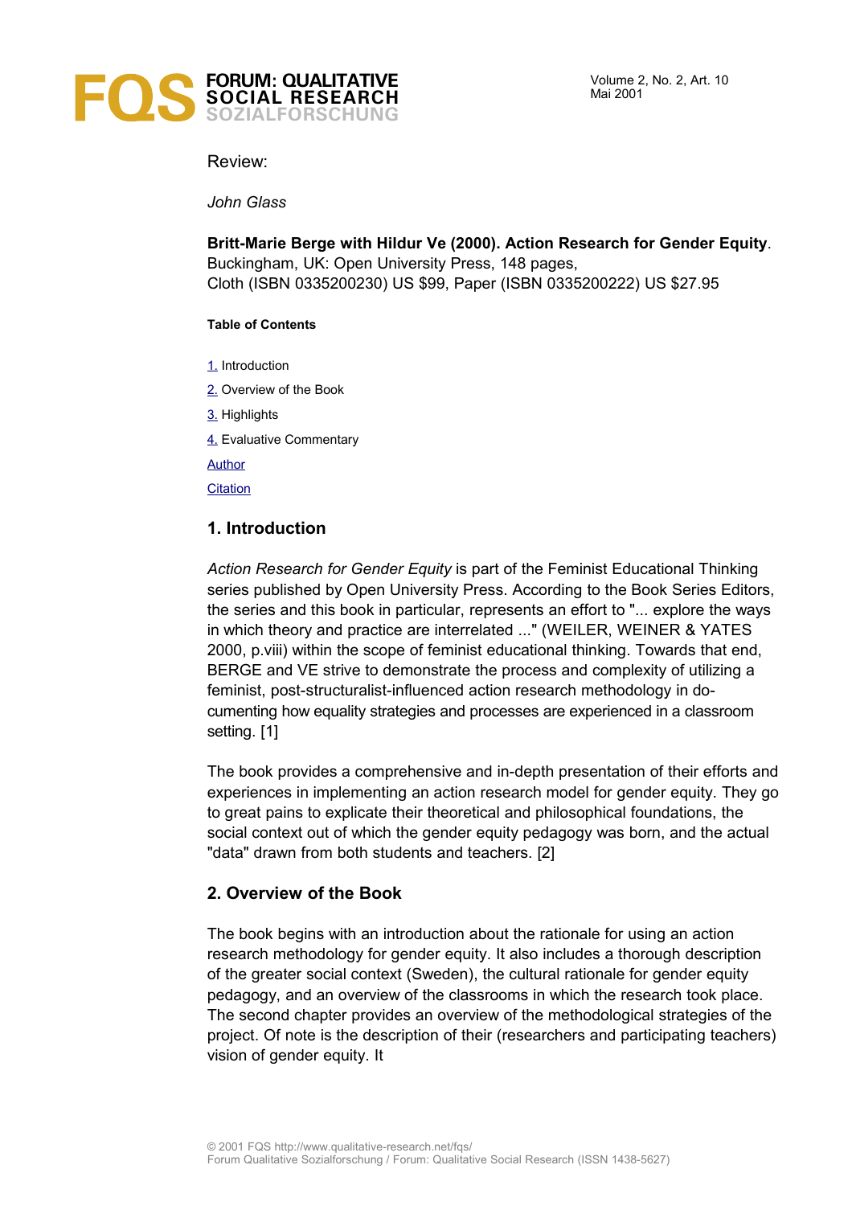Review:

*John Glass*

**Britt-Marie Berge with Hildur Ve (2000). Action Research for Gender Equity**. Buckingham, UK: Open University Press, 148 pages,
Cloth (ISBN 0335200230) US $99, Paper (ISBN 0335200222) US $27.95

**Table of Contents**

1. Introduction
2. Overview of the Book
3. Highlights
4. Evaluative Commentary

Author

Citation

## 1. Introduction

*Action Research for Gender Equity* is part of the Feminist Educational Thinking series published by Open University Press. According to the Book Series Editors, the series and this book in particular, represents an effort to "... explore the ways in which theory and practice are interrelated ..." (WEILER, WEINER & YATES 2000, p.viii) within the scope of feminist educational thinking. Towards that end, BERGE and VE strive to demonstrate the process and complexity of utilizing a feminist, post-structuralist-influenced action research methodology in documenting how equality strategies and processes are experienced in a classroom setting. [1]

The book provides a comprehensive and in-depth presentation of their efforts and experiences in implementing an action research model for gender equity. They go to great pains to explicate their theoretical and philosophical foundations, the social context out of which the gender equity pedagogy was born, and the actual "data" drawn from both students and teachers. [2]

## 2. Overview of the Book

The book begins with an introduction about the rationale for using an action research methodology for gender equity. It also includes a thorough description of the greater social context (Sweden), the cultural rationale for gender equity pedagogy, and an overview of the classrooms in which the research took place. The second chapter provides an overview of the methodological strategies of the project. Of note is the description of their (researchers and participating teachers) vision of gender equity. It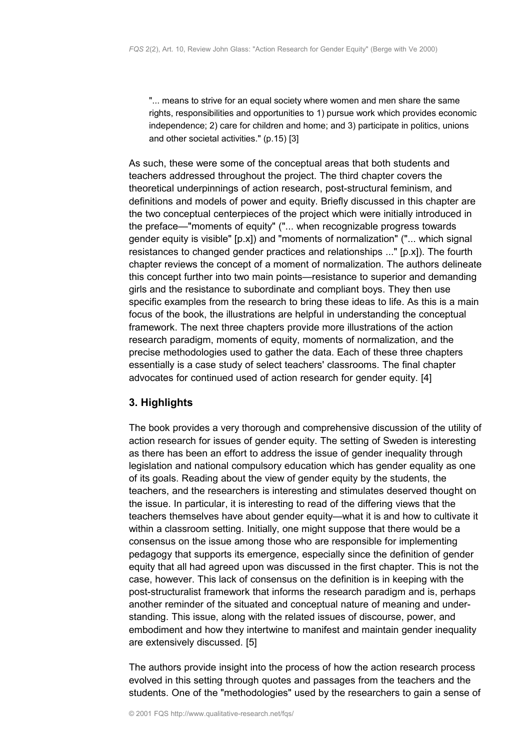> "... means to strive for an equal society where women and men share the same rights, responsibilities and opportunities to 1) pursue work which provides economic independence; 2) care for children and home; and 3) participate in politics, unions and other societal activities." (p.15) [3]

As such, these were some of the conceptual areas that both students and teachers addressed throughout the project. The third chapter covers the theoretical underpinnings of action research, post-structural feminism, and definitions and models of power and equity. Briefly discussed in this chapter are the two conceptual centerpieces of the project which were initially introduced in the preface—"moments of equity" ("... when recognizable progress towards gender equity is visible" [p.x]) and "moments of normalization" ("... which signal resistances to changed gender practices and relationships ..." [p.x]). The fourth chapter reviews the concept of a moment of normalization. The authors delineate this concept further into two main points—resistance to superior and demanding girls and the resistance to subordinate and compliant boys. They then use specific examples from the research to bring these ideas to life. As this is a main focus of the book, the illustrations are helpful in understanding the conceptual framework. The next three chapters provide more illustrations of the action research paradigm, moments of equity, moments of normalization, and the precise methodologies used to gather the data. Each of these three chapters essentially is a case study of select teachers' classrooms. The final chapter advocates for continued used of action research for gender equity. [4]

## 3. Highlights

The book provides a very thorough and comprehensive discussion of the utility of action research for issues of gender equity. The setting of Sweden is interesting as there has been an effort to address the issue of gender inequality through legislation and national compulsory education which has gender equality as one of its goals. Reading about the view of gender equity by the students, the teachers, and the researchers is interesting and stimulates deserved thought on the issue. In particular, it is interesting to read of the differing views that the teachers themselves have about gender equity—what it is and how to cultivate it within a classroom setting. Initially, one might suppose that there would be a consensus on the issue among those who are responsible for implementing pedagogy that supports its emergence, especially since the definition of gender equity that all had agreed upon was discussed in the first chapter. This is not the case, however. This lack of consensus on the definition is in keeping with the post-structuralist framework that informs the research paradigm and is, perhaps another reminder of the situated and conceptual nature of meaning and understanding. This issue, along with the related issues of discourse, power, and embodiment and how they intertwine to manifest and maintain gender inequality are extensively discussed. [5]

The authors provide insight into the process of how the action research process evolved in this setting through quotes and passages from the teachers and the students. One of the "methodologies" used by the researchers to gain a sense of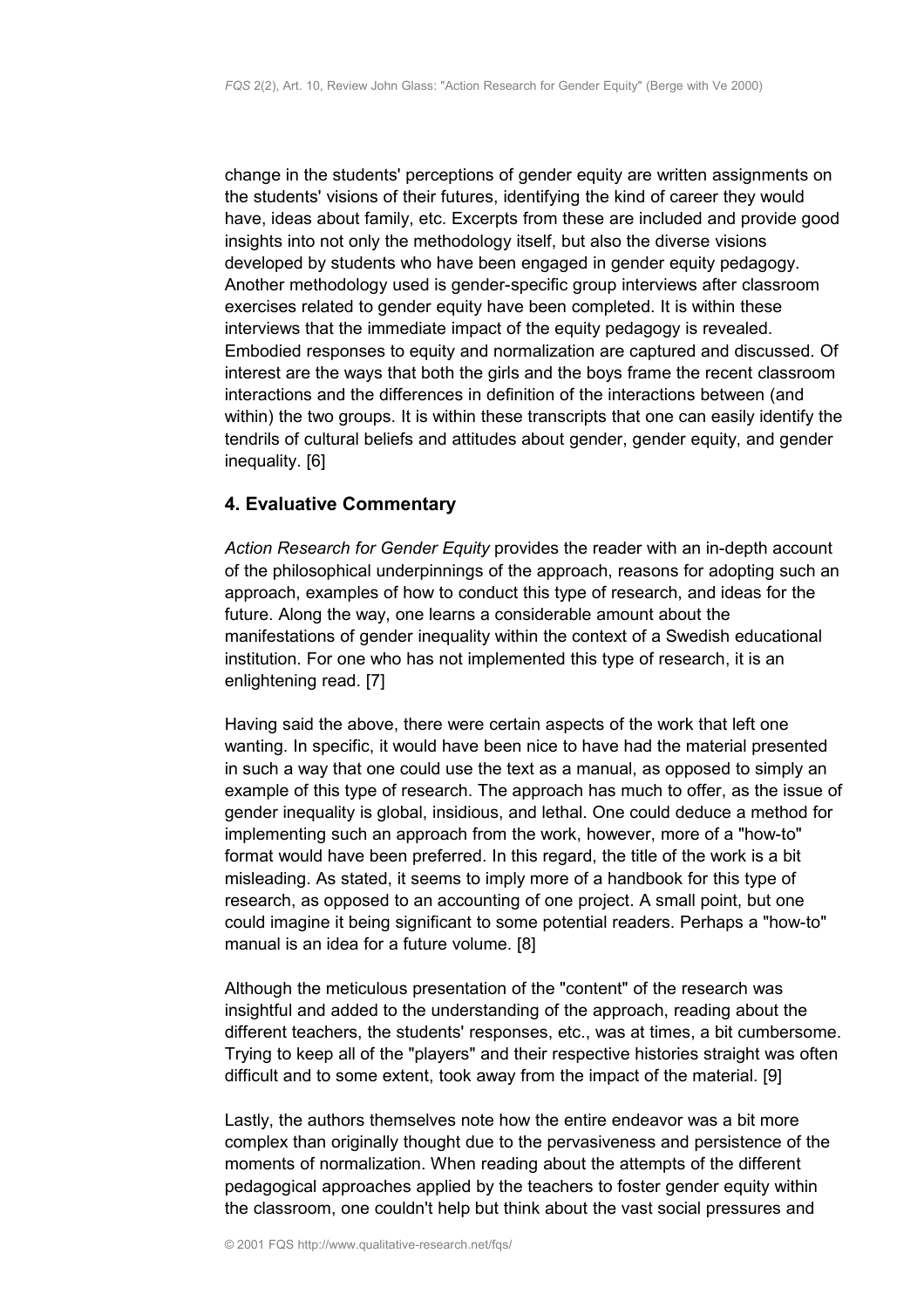change in the students' perceptions of gender equity are written assignments on the students' visions of their futures, identifying the kind of career they would have, ideas about family, etc. Excerpts from these are included and provide good insights into not only the methodology itself, but also the diverse visions developed by students who have been engaged in gender equity pedagogy. Another methodology used is gender-specific group interviews after classroom exercises related to gender equity have been completed. It is within these interviews that the immediate impact of the equity pedagogy is revealed. Embodied responses to equity and normalization are captured and discussed. Of interest are the ways that both the girls and the boys frame the recent classroom interactions and the differences in definition of the interactions between (and within) the two groups. It is within these transcripts that one can easily identify the tendrils of cultural beliefs and attitudes about gender, gender equity, and gender inequality. [6]

## 4. Evaluative Commentary

*Action Research for Gender Equity* provides the reader with an in-depth account of the philosophical underpinnings of the approach, reasons for adopting such an approach, examples of how to conduct this type of research, and ideas for the future. Along the way, one learns a considerable amount about the manifestations of gender inequality within the context of a Swedish educational institution. For one who has not implemented this type of research, it is an enlightening read. [7]

Having said the above, there were certain aspects of the work that left one wanting. In specific, it would have been nice to have had the material presented in such a way that one could use the text as a manual, as opposed to simply an example of this type of research. The approach has much to offer, as the issue of gender inequality is global, insidious, and lethal. One could deduce a method for implementing such an approach from the work, however, more of a "how-to" format would have been preferred. In this regard, the title of the work is a bit misleading. As stated, it seems to imply more of a handbook for this type of research, as opposed to an accounting of one project. A small point, but one could imagine it being significant to some potential readers. Perhaps a "how-to" manual is an idea for a future volume. [8]

Although the meticulous presentation of the "content" of the research was insightful and added to the understanding of the approach, reading about the different teachers, the students' responses, etc., was at times, a bit cumbersome. Trying to keep all of the "players" and their respective histories straight was often difficult and to some extent, took away from the impact of the material. [9]

Lastly, the authors themselves note how the entire endeavor was a bit more complex than originally thought due to the pervasiveness and persistence of the moments of normalization. When reading about the attempts of the different pedagogical approaches applied by the teachers to foster gender equity within the classroom, one couldn't help but think about the vast social pressures and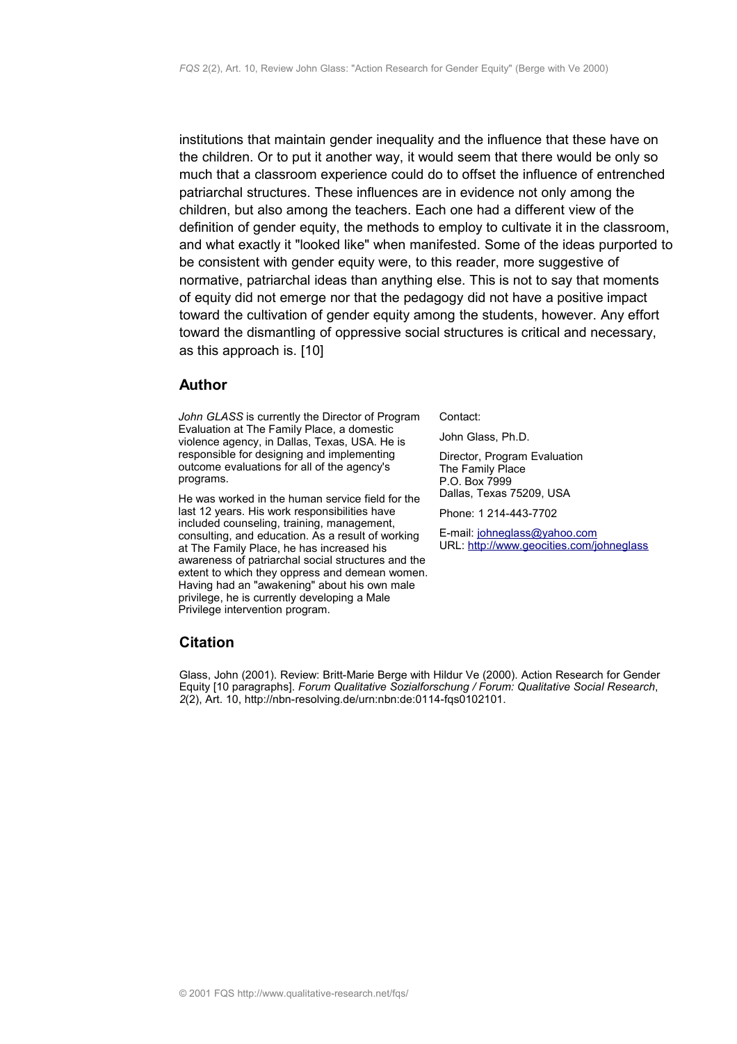institutions that maintain gender inequality and the influence that these have on the children. Or to put it another way, it would seem that there would be only so much that a classroom experience could do to offset the influence of entrenched patriarchal structures. These influences are in evidence not only among the children, but also among the teachers. Each one had a different view of the definition of gender equity, the methods to employ to cultivate it in the classroom, and what exactly it "looked like" when manifested. Some of the ideas purported to be consistent with gender equity were, to this reader, more suggestive of normative, patriarchal ideas than anything else. This is not to say that moments of equity did not emerge nor that the pedagogy did not have a positive impact toward the cultivation of gender equity among the students, however. Any effort toward the dismantling of oppressive social structures is critical and necessary, as this approach is. [10]

## Author

*John GLASS* is currently the Director of Program Evaluation at The Family Place, a domestic violence agency, in Dallas, Texas, USA. He is responsible for designing and implementing outcome evaluations for all of the agency's programs.

He was worked in the human service field for the last 12 years. His work responsibilities have included counseling, training, management, consulting, and education. As a result of working at The Family Place, he has increased his awareness of patriarchal social structures and the extent to which they oppress and demean women. Having had an "awakening" about his own male privilege, he is currently developing a Male Privilege intervention program.

Contact:

John Glass, Ph.D.

Director, Program Evaluation
The Family Place
P.O. Box 7999
Dallas, Texas 75209, USA

Phone: 1 214-443-7702

E-mail: johneglass@yahoo.com
URL: http://www.geocities.com/johneglass

## Citation

Glass, John (2001). Review: Britt-Marie Berge with Hildur Ve (2000). Action Research for Gender Equity [10 paragraphs]. *Forum Qualitative Sozialforschung / Forum: Qualitative Social Research*, *2*(2), Art. 10, http://nbn-resolving.de/urn:nbn:de:0114-fqs0102101.